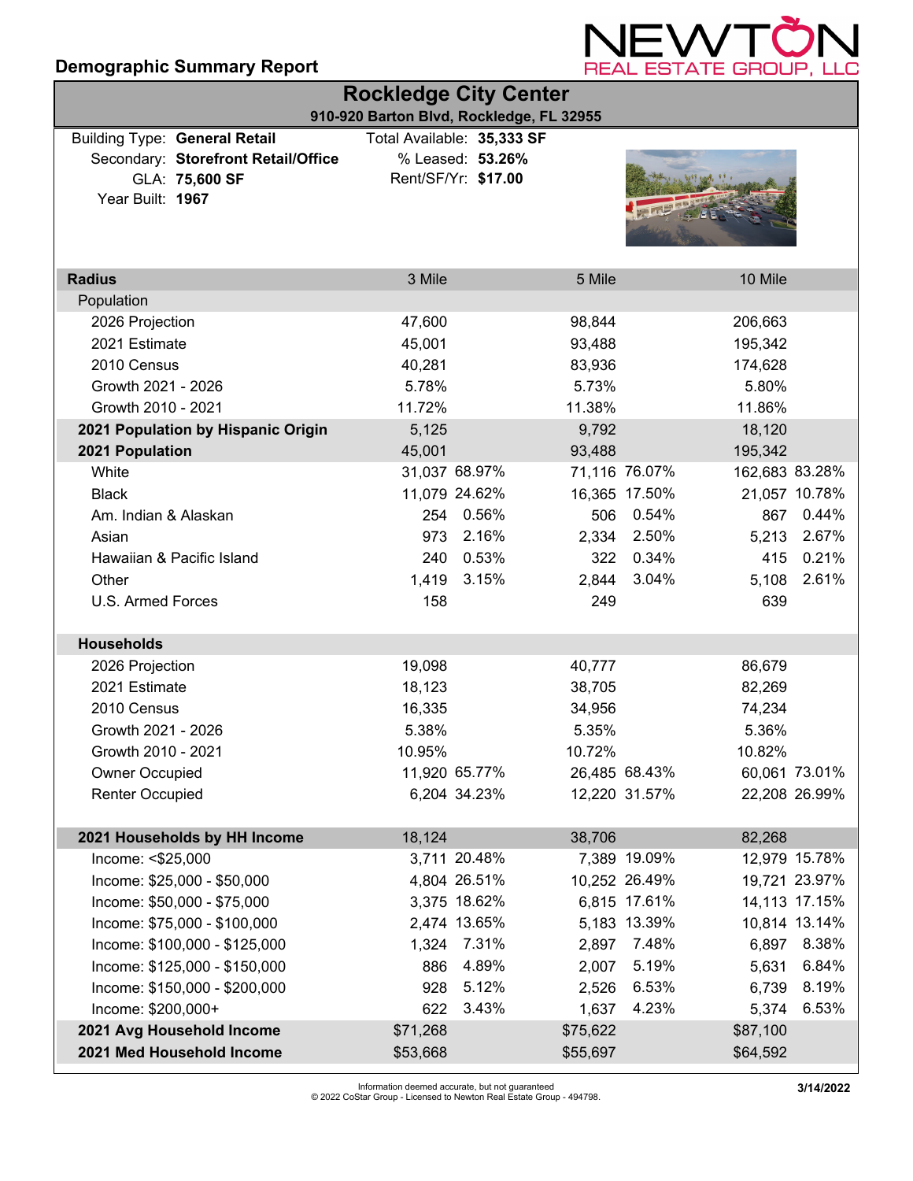**Demographic Summary Report**

NEWTON REAL ESTATE GROUP, LLC

# Rockledge City Center

**910-920 Barton Blvd, Rockledge, FL 32955**

Building Type: **General Retail**
Secondary: **Storefront Retail/Office**
GLA: **75,600 SF**
Year Built: **1967**

Total Available: **35,333 SF**
% Leased: **53.26%**
Rent/SF/Yr: **$17.00**

| **Radius** | 3 Mile | | 5 Mile | | 10 Mile | |
|---|---|---|---|---|---|---|
| Population | | | | | | |
| 2026 Projection | 47,600 | | 98,844 | | 206,663 | |
| 2021 Estimate | 45,001 | | 93,488 | | 195,342 | |
| 2010 Census | 40,281 | | 83,936 | | 174,628 | |
| Growth 2021 - 2026 | 5.78% | | 5.73% | | 5.80% | |
| Growth 2010 - 2021 | 11.72% | | 11.38% | | 11.86% | |
| **2021 Population by Hispanic Origin** | 5,125 | | 9,792 | | 18,120 | |
| **2021 Population** | 45,001 | | 93,488 | | 195,342 | |
| White | 31,037 | 68.97% | 71,116 | 76.07% | 162,683 | 83.28% |
| Black | 11,079 | 24.62% | 16,365 | 17.50% | 21,057 | 10.78% |
| Am. Indian & Alaskan | 254 | 0.56% | 506 | 0.54% | 867 | 0.44% |
| Asian | 973 | 2.16% | 2,334 | 2.50% | 5,213 | 2.67% |
| Hawaiian & Pacific Island | 240 | 0.53% | 322 | 0.34% | 415 | 0.21% |
| Other | 1,419 | 3.15% | 2,844 | 3.04% | 5,108 | 2.61% |
| U.S. Armed Forces | 158 | | 249 | | 639 | |
| **Households** | | | | | | |
| 2026 Projection | 19,098 | | 40,777 | | 86,679 | |
| 2021 Estimate | 18,123 | | 38,705 | | 82,269 | |
| 2010 Census | 16,335 | | 34,956 | | 74,234 | |
| Growth 2021 - 2026 | 5.38% | | 5.35% | | 5.36% | |
| Growth 2010 - 2021 | 10.95% | | 10.72% | | 10.82% | |
| Owner Occupied | 11,920 | 65.77% | 26,485 | 68.43% | 60,061 | 73.01% |
| Renter Occupied | 6,204 | 34.23% | 12,220 | 31.57% | 22,208 | 26.99% |
| **2021 Households by HH Income** | 18,124 | | 38,706 | | 82,268 | |
| Income: <$25,000 | 3,711 | 20.48% | 7,389 | 19.09% | 12,979 | 15.78% |
| Income: $25,000 - $50,000 | 4,804 | 26.51% | 10,252 | 26.49% | 19,721 | 23.97% |
| Income: $50,000 - $75,000 | 3,375 | 18.62% | 6,815 | 17.61% | 14,113 | 17.15% |
| Income: $75,000 - $100,000 | 2,474 | 13.65% | 5,183 | 13.39% | 10,814 | 13.14% |
| Income: $100,000 - $125,000 | 1,324 | 7.31% | 2,897 | 7.48% | 6,897 | 8.38% |
| Income: $125,000 - $150,000 | 886 | 4.89% | 2,007 | 5.19% | 5,631 | 6.84% |
| Income: $150,000 - $200,000 | 928 | 5.12% | 2,526 | 6.53% | 6,739 | 8.19% |
| Income: $200,000+ | 622 | 3.43% | 1,637 | 4.23% | 5,374 | 6.53% |
| **2021 Avg Household Income** | $71,268 | | $75,622 | | $87,100 | |
| **2021 Med Household Income** | $53,668 | | $55,697 | | $64,592 | |

Information deemed accurate, but not guaranteed
© 2022 CoStar Group - Licensed to Newton Real Estate Group - 494798.

**3/14/2022**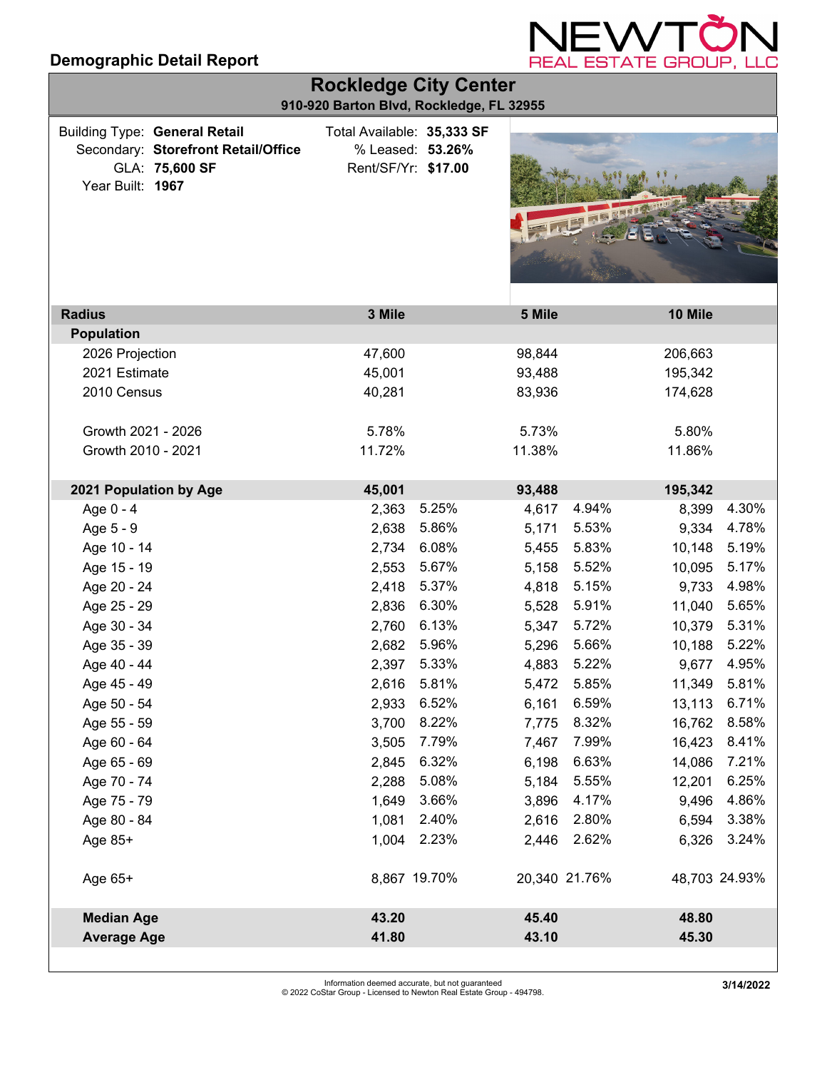## Demographic Detail Report

NEWTON REAL ESTATE GROUP, LLC

# Rockledge City Center

**910-920 Barton Blvd, Rockledge, FL 32955**

Building Type: **General Retail**
Secondary: **Storefront Retail/Office**
GLA: **75,600 SF**
Year Built: **1967**

Total Available: **35,333 SF**
% Leased: **53.26%**
Rent/SF/Yr: **$17.00**

| Radius | 3 Mile | | 5 Mile | | 10 Mile | |
|---|---|---|---|---|---|---|
| **Population** | | | | | | |
| 2026 Projection | 47,600 | | 98,844 | | 206,663 | |
| 2021 Estimate | 45,001 | | 93,488 | | 195,342 | |
| 2010 Census | 40,281 | | 83,936 | | 174,628 | |
| Growth 2021 - 2026 | 5.78% | | 5.73% | | 5.80% | |
| Growth 2010 - 2021 | 11.72% | | 11.38% | | 11.86% | |
| **2021 Population by Age** | **45,001** | | **93,488** | | **195,342** | |
| Age 0 - 4 | 2,363 | 5.25% | 4,617 | 4.94% | 8,399 | 4.30% |
| Age 5 - 9 | 2,638 | 5.86% | 5,171 | 5.53% | 9,334 | 4.78% |
| Age 10 - 14 | 2,734 | 6.08% | 5,455 | 5.83% | 10,148 | 5.19% |
| Age 15 - 19 | 2,553 | 5.67% | 5,158 | 5.52% | 10,095 | 5.17% |
| Age 20 - 24 | 2,418 | 5.37% | 4,818 | 5.15% | 9,733 | 4.98% |
| Age 25 - 29 | 2,836 | 6.30% | 5,528 | 5.91% | 11,040 | 5.65% |
| Age 30 - 34 | 2,760 | 6.13% | 5,347 | 5.72% | 10,379 | 5.31% |
| Age 35 - 39 | 2,682 | 5.96% | 5,296 | 5.66% | 10,188 | 5.22% |
| Age 40 - 44 | 2,397 | 5.33% | 4,883 | 5.22% | 9,677 | 4.95% |
| Age 45 - 49 | 2,616 | 5.81% | 5,472 | 5.85% | 11,349 | 5.81% |
| Age 50 - 54 | 2,933 | 6.52% | 6,161 | 6.59% | 13,113 | 6.71% |
| Age 55 - 59 | 3,700 | 8.22% | 7,775 | 8.32% | 16,762 | 8.58% |
| Age 60 - 64 | 3,505 | 7.79% | 7,467 | 7.99% | 16,423 | 8.41% |
| Age 65 - 69 | 2,845 | 6.32% | 6,198 | 6.63% | 14,086 | 7.21% |
| Age 70 - 74 | 2,288 | 5.08% | 5,184 | 5.55% | 12,201 | 6.25% |
| Age 75 - 79 | 1,649 | 3.66% | 3,896 | 4.17% | 9,496 | 4.86% |
| Age 80 - 84 | 1,081 | 2.40% | 2,616 | 2.80% | 6,594 | 3.38% |
| Age 85+ | 1,004 | 2.23% | 2,446 | 2.62% | 6,326 | 3.24% |
| Age 65+ | 8,867 | 19.70% | 20,340 | 21.76% | 48,703 | 24.93% |
| **Median Age** | **43.20** | | **45.40** | | **48.80** | |
| **Average Age** | **41.80** | | **43.10** | | **45.30** | |

Information deemed accurate, but not guaranteed
© 2022 CoStar Group - Licensed to Newton Real Estate Group - 494798.

3/14/2022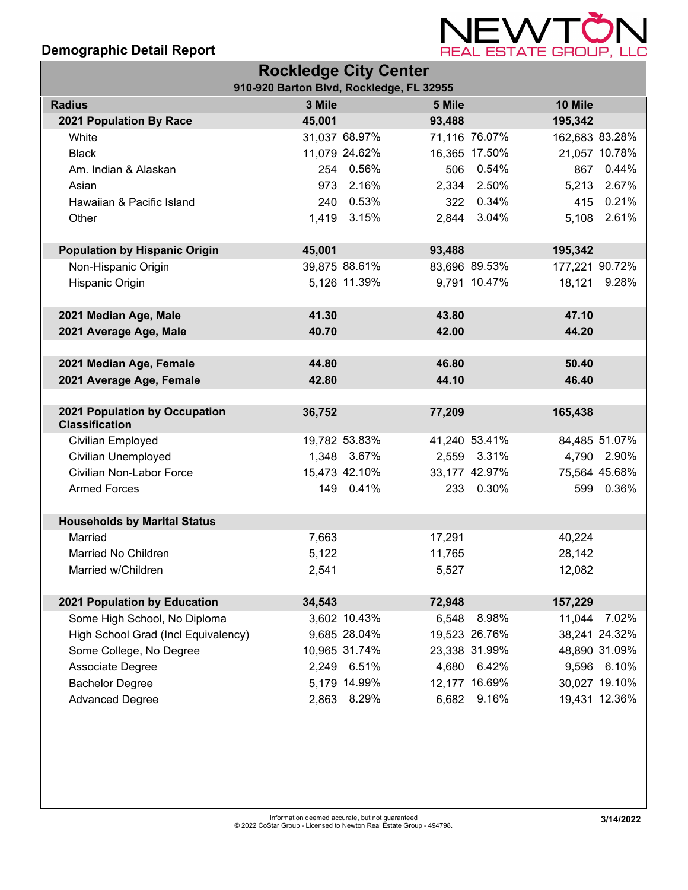## Demographic Detail Report

NEWTON REAL ESTATE GROUP, LLC

### Rockledge City Center

**910-920 Barton Blvd, Rockledge, FL 32955**

| Radius | 3 Mile | | 5 Mile | | 10 Mile | |
|---|---|---|---|---|---|---|
| **2021 Population By Race** | **45,001** | | **93,488** | | **195,342** | |
| White | 31,037 | 68.97% | 71,116 | 76.07% | 162,683 | 83.28% |
| Black | 11,079 | 24.62% | 16,365 | 17.50% | 21,057 | 10.78% |
| Am. Indian & Alaskan | 254 | 0.56% | 506 | 0.54% | 867 | 0.44% |
| Asian | 973 | 2.16% | 2,334 | 2.50% | 5,213 | 2.67% |
| Hawaiian & Pacific Island | 240 | 0.53% | 322 | 0.34% | 415 | 0.21% |
| Other | 1,419 | 3.15% | 2,844 | 3.04% | 5,108 | 2.61% |
| **Population by Hispanic Origin** | **45,001** | | **93,488** | | **195,342** | |
| Non-Hispanic Origin | 39,875 | 88.61% | 83,696 | 89.53% | 177,221 | 90.72% |
| Hispanic Origin | 5,126 | 11.39% | 9,791 | 10.47% | 18,121 | 9.28% |
| **2021 Median Age, Male** | **41.30** | | **43.80** | | **47.10** | |
| **2021 Average Age, Male** | **40.70** | | **42.00** | | **44.20** | |
| **2021 Median Age, Female** | **44.80** | | **46.80** | | **50.40** | |
| **2021 Average Age, Female** | **42.80** | | **44.10** | | **46.40** | |
| **2021 Population by Occupation Classification** | **36,752** | | **77,209** | | **165,438** | |
| Civilian Employed | 19,782 | 53.83% | 41,240 | 53.41% | 84,485 | 51.07% |
| Civilian Unemployed | 1,348 | 3.67% | 2,559 | 3.31% | 4,790 | 2.90% |
| Civilian Non-Labor Force | 15,473 | 42.10% | 33,177 | 42.97% | 75,564 | 45.68% |
| Armed Forces | 149 | 0.41% | 233 | 0.30% | 599 | 0.36% |
| **Households by Marital Status** | | | | | | |
| Married | 7,663 | | 17,291 | | 40,224 | |
| Married No Children | 5,122 | | 11,765 | | 28,142 | |
| Married w/Children | 2,541 | | 5,527 | | 12,082 | |
| **2021 Population by Education** | **34,543** | | **72,948** | | **157,229** | |
| Some High School, No Diploma | 3,602 | 10.43% | 6,548 | 8.98% | 11,044 | 7.02% |
| High School Grad (Incl Equivalency) | 9,685 | 28.04% | 19,523 | 26.76% | 38,241 | 24.32% |
| Some College, No Degree | 10,965 | 31.74% | 23,338 | 31.99% | 48,890 | 31.09% |
| Associate Degree | 2,249 | 6.51% | 4,680 | 6.42% | 9,596 | 6.10% |
| Bachelor Degree | 5,179 | 14.99% | 12,177 | 16.69% | 30,027 | 19.10% |
| Advanced Degree | 2,863 | 8.29% | 6,682 | 9.16% | 19,431 | 12.36% |

Information deemed accurate, but not guaranteed
© 2022 CoStar Group - Licensed to Newton Real Estate Group - 494798.

**3/14/2022**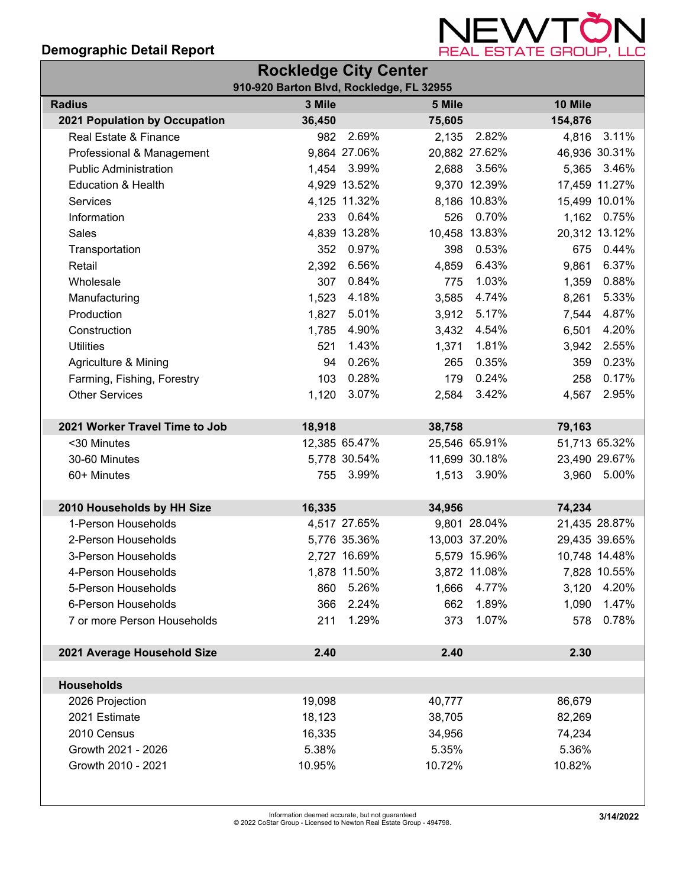**Demographic Detail Report**

NEWTON REAL ESTATE GROUP, LLC

## Rockledge City Center

**910-920 Barton Blvd, Rockledge, FL 32955**

| Radius | 3 Mile | | 5 Mile | | 10 Mile | |
|---|---|---|---|---|---|---|
| **2021 Population by Occupation** | **36,450** | | **75,605** | | **154,876** | |
| Real Estate & Finance | 982 | 2.69% | 2,135 | 2.82% | 4,816 | 3.11% |
| Professional & Management | 9,864 | 27.06% | 20,882 | 27.62% | 46,936 | 30.31% |
| Public Administration | 1,454 | 3.99% | 2,688 | 3.56% | 5,365 | 3.46% |
| Education & Health | 4,929 | 13.52% | 9,370 | 12.39% | 17,459 | 11.27% |
| Services | 4,125 | 11.32% | 8,186 | 10.83% | 15,499 | 10.01% |
| Information | 233 | 0.64% | 526 | 0.70% | 1,162 | 0.75% |
| Sales | 4,839 | 13.28% | 10,458 | 13.83% | 20,312 | 13.12% |
| Transportation | 352 | 0.97% | 398 | 0.53% | 675 | 0.44% |
| Retail | 2,392 | 6.56% | 4,859 | 6.43% | 9,861 | 6.37% |
| Wholesale | 307 | 0.84% | 775 | 1.03% | 1,359 | 0.88% |
| Manufacturing | 1,523 | 4.18% | 3,585 | 4.74% | 8,261 | 5.33% |
| Production | 1,827 | 5.01% | 3,912 | 5.17% | 7,544 | 4.87% |
| Construction | 1,785 | 4.90% | 3,432 | 4.54% | 6,501 | 4.20% |
| Utilities | 521 | 1.43% | 1,371 | 1.81% | 3,942 | 2.55% |
| Agriculture & Mining | 94 | 0.26% | 265 | 0.35% | 359 | 0.23% |
| Farming, Fishing, Forestry | 103 | 0.28% | 179 | 0.24% | 258 | 0.17% |
| Other Services | 1,120 | 3.07% | 2,584 | 3.42% | 4,567 | 2.95% |
| | | | | | | |
| **2021 Worker Travel Time to Job** | **18,918** | | **38,758** | | **79,163** | |
| <30 Minutes | 12,385 | 65.47% | 25,546 | 65.91% | 51,713 | 65.32% |
| 30-60 Minutes | 5,778 | 30.54% | 11,699 | 30.18% | 23,490 | 29.67% |
| 60+ Minutes | 755 | 3.99% | 1,513 | 3.90% | 3,960 | 5.00% |
| | | | | | | |
| **2010 Households by HH Size** | **16,335** | | **34,956** | | **74,234** | |
| 1-Person Households | 4,517 | 27.65% | 9,801 | 28.04% | 21,435 | 28.87% |
| 2-Person Households | 5,776 | 35.36% | 13,003 | 37.20% | 29,435 | 39.65% |
| 3-Person Households | 2,727 | 16.69% | 5,579 | 15.96% | 10,748 | 14.48% |
| 4-Person Households | 1,878 | 11.50% | 3,872 | 11.08% | 7,828 | 10.55% |
| 5-Person Households | 860 | 5.26% | 1,666 | 4.77% | 3,120 | 4.20% |
| 6-Person Households | 366 | 2.24% | 662 | 1.89% | 1,090 | 1.47% |
| 7 or more Person Households | 211 | 1.29% | 373 | 1.07% | 578 | 0.78% |
| | | | | | | |
| **2021 Average Household Size** | **2.40** | | **2.40** | | **2.30** | |
| | | | | | | |
| **Households** | | | | | | |
| 2026 Projection | 19,098 | | 40,777 | | 86,679 | |
| 2021 Estimate | 18,123 | | 38,705 | | 82,269 | |
| 2010 Census | 16,335 | | 34,956 | | 74,234 | |
| Growth 2021 - 2026 | 5.38% | | 5.35% | | 5.36% | |
| Growth 2010 - 2021 | 10.95% | | 10.72% | | 10.82% | |

Information deemed accurate, but not guaranteed
© 2022 CoStar Group - Licensed to Newton Real Estate Group - 494798.

3/14/2022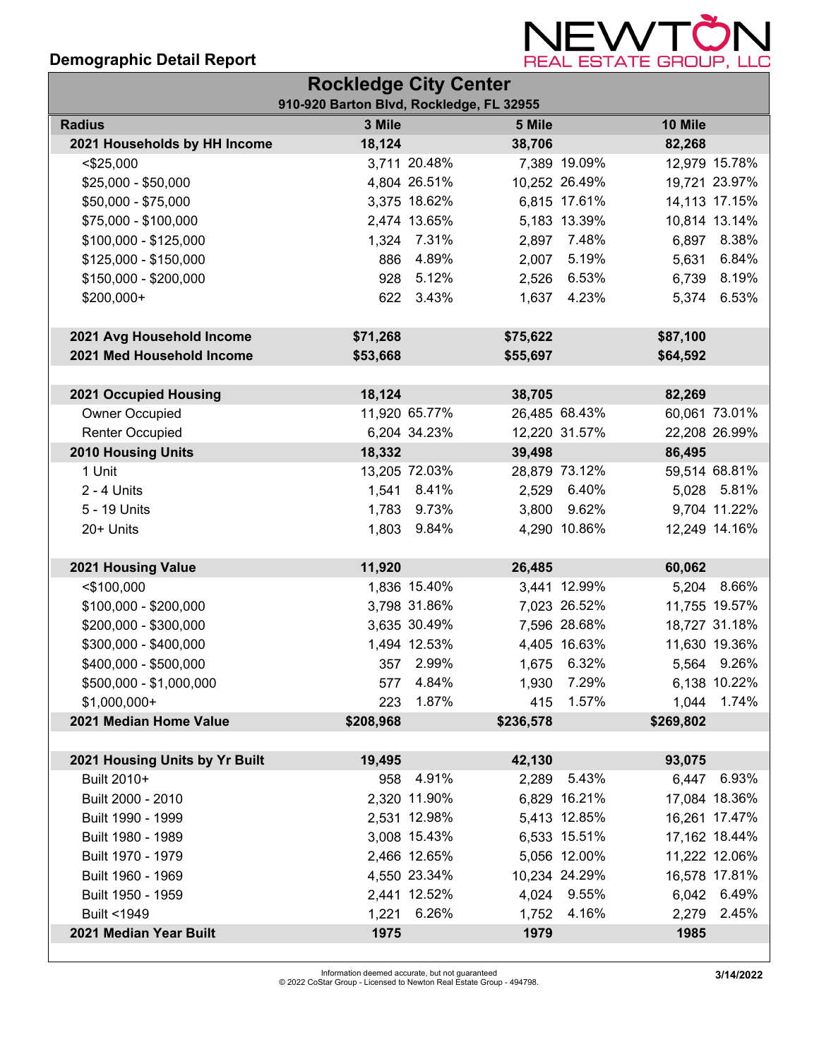## Demographic Detail Report

NEWTON REAL ESTATE GROUP, LLC

### Rockledge City Center

910-920 Barton Blvd, Rockledge, FL 32955

| Radius | 3 Mile | | 5 Mile | | 10 Mile | |
|---|---|---|---|---|---|---|
| **2021 Households by HH Income** | **18,124** | | **38,706** | | **82,268** | |
| <$25,000 | 3,711 | 20.48% | 7,389 | 19.09% | 12,979 | 15.78% |
| $25,000 - $50,000 | 4,804 | 26.51% | 10,252 | 26.49% | 19,721 | 23.97% |
| $50,000 - $75,000 | 3,375 | 18.62% | 6,815 | 17.61% | 14,113 | 17.15% |
| $75,000 - $100,000 | 2,474 | 13.65% | 5,183 | 13.39% | 10,814 | 13.14% |
| $100,000 - $125,000 | 1,324 | 7.31% | 2,897 | 7.48% | 6,897 | 8.38% |
| $125,000 - $150,000 | 886 | 4.89% | 2,007 | 5.19% | 5,631 | 6.84% |
| $150,000 - $200,000 | 928 | 5.12% | 2,526 | 6.53% | 6,739 | 8.19% |
| $200,000+ | 622 | 3.43% | 1,637 | 4.23% | 5,374 | 6.53% |
| | | | | | | |
| **2021 Avg Household Income** | **$71,268** | | **$75,622** | | **$87,100** | |
| **2021 Med Household Income** | **$53,668** | | **$55,697** | | **$64,592** | |
| | | | | | | |
| **2021 Occupied Housing** | **18,124** | | **38,705** | | **82,269** | |
| Owner Occupied | 11,920 | 65.77% | 26,485 | 68.43% | 60,061 | 73.01% |
| Renter Occupied | 6,204 | 34.23% | 12,220 | 31.57% | 22,208 | 26.99% |
| **2010 Housing Units** | **18,332** | | **39,498** | | **86,495** | |
| 1 Unit | 13,205 | 72.03% | 28,879 | 73.12% | 59,514 | 68.81% |
| 2 - 4 Units | 1,541 | 8.41% | 2,529 | 6.40% | 5,028 | 5.81% |
| 5 - 19 Units | 1,783 | 9.73% | 3,800 | 9.62% | 9,704 | 11.22% |
| 20+ Units | 1,803 | 9.84% | 4,290 | 10.86% | 12,249 | 14.16% |
| | | | | | | |
| **2021 Housing Value** | **11,920** | | **26,485** | | **60,062** | |
| <$100,000 | 1,836 | 15.40% | 3,441 | 12.99% | 5,204 | 8.66% |
| $100,000 - $200,000 | 3,798 | 31.86% | 7,023 | 26.52% | 11,755 | 19.57% |
| $200,000 - $300,000 | 3,635 | 30.49% | 7,596 | 28.68% | 18,727 | 31.18% |
| $300,000 - $400,000 | 1,494 | 12.53% | 4,405 | 16.63% | 11,630 | 19.36% |
| $400,000 - $500,000 | 357 | 2.99% | 1,675 | 6.32% | 5,564 | 9.26% |
| $500,000 - $1,000,000 | 577 | 4.84% | 1,930 | 7.29% | 6,138 | 10.22% |
| $1,000,000+ | 223 | 1.87% | 415 | 1.57% | 1,044 | 1.74% |
| **2021 Median Home Value** | **$208,968** | | **$236,578** | | **$269,802** | |
| | | | | | | |
| **2021 Housing Units by Yr Built** | **19,495** | | **42,130** | | **93,075** | |
| Built 2010+ | 958 | 4.91% | 2,289 | 5.43% | 6,447 | 6.93% |
| Built 2000 - 2010 | 2,320 | 11.90% | 6,829 | 16.21% | 17,084 | 18.36% |
| Built 1990 - 1999 | 2,531 | 12.98% | 5,413 | 12.85% | 16,261 | 17.47% |
| Built 1980 - 1989 | 3,008 | 15.43% | 6,533 | 15.51% | 17,162 | 18.44% |
| Built 1970 - 1979 | 2,466 | 12.65% | 5,056 | 12.00% | 11,222 | 12.06% |
| Built 1960 - 1969 | 4,550 | 23.34% | 10,234 | 24.29% | 16,578 | 17.81% |
| Built 1950 - 1959 | 2,441 | 12.52% | 4,024 | 9.55% | 6,042 | 6.49% |
| Built <1949 | 1,221 | 6.26% | 1,752 | 4.16% | 2,279 | 2.45% |
| **2021 Median Year Built** | **1975** | | **1979** | | **1985** | |

Information deemed accurate, but not guaranteed
© 2022 CoStar Group - Licensed to Newton Real Estate Group - 494798.

**3/14/2022**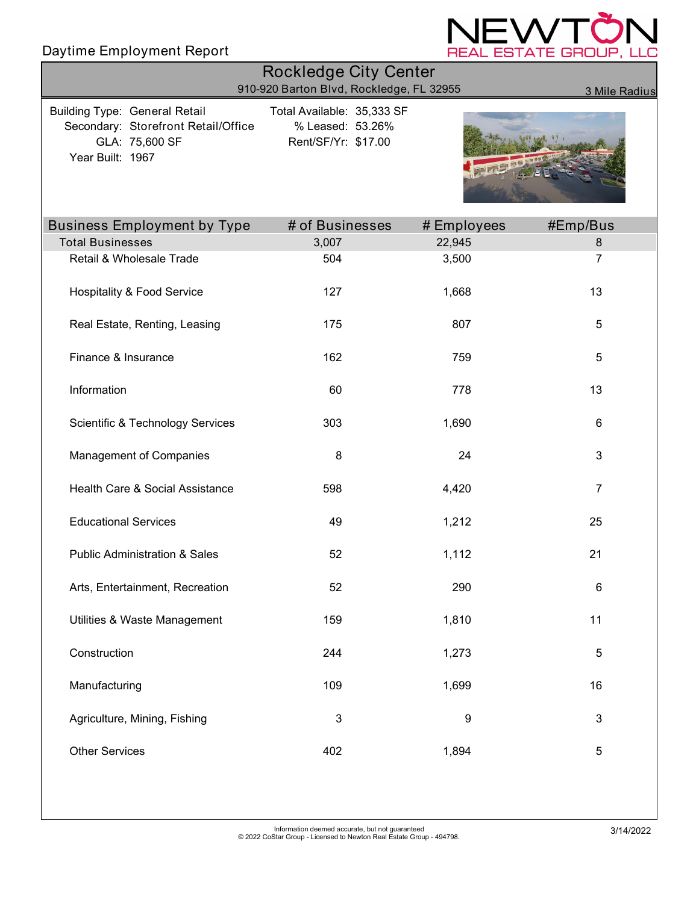Daytime Employment Report

NEWTON REAL ESTATE GROUP, LLC

# Rockledge City Center

910-920 Barton Blvd, Rockledge, FL 32955

3 Mile Radius

Building Type: General Retail
Secondary: Storefront Retail/Office
GLA: 75,600 SF
Year Built: 1967

Total Available: 35,333 SF
% Leased: 53.26%
Rent/SF/Yr: $17.00

| Business Employment by Type | # of Businesses | # Employees | #Emp/Bus |
|---|---|---|---|
| Total Businesses | 3,007 | 22,945 | 8 |
| Retail & Wholesale Trade | 504 | 3,500 | 7 |
| Hospitality & Food Service | 127 | 1,668 | 13 |
| Real Estate, Renting, Leasing | 175 | 807 | 5 |
| Finance & Insurance | 162 | 759 | 5 |
| Information | 60 | 778 | 13 |
| Scientific & Technology Services | 303 | 1,690 | 6 |
| Management of Companies | 8 | 24 | 3 |
| Health Care & Social Assistance | 598 | 4,420 | 7 |
| Educational Services | 49 | 1,212 | 25 |
| Public Administration & Sales | 52 | 1,112 | 21 |
| Arts, Entertainment, Recreation | 52 | 290 | 6 |
| Utilities & Waste Management | 159 | 1,810 | 11 |
| Construction | 244 | 1,273 | 5 |
| Manufacturing | 109 | 1,699 | 16 |
| Agriculture, Mining, Fishing | 3 | 9 | 3 |
| Other Services | 402 | 1,894 | 5 |

Information deemed accurate, but not guaranteed
© 2022 CoStar Group - Licensed to Newton Real Estate Group - 494798.

3/14/2022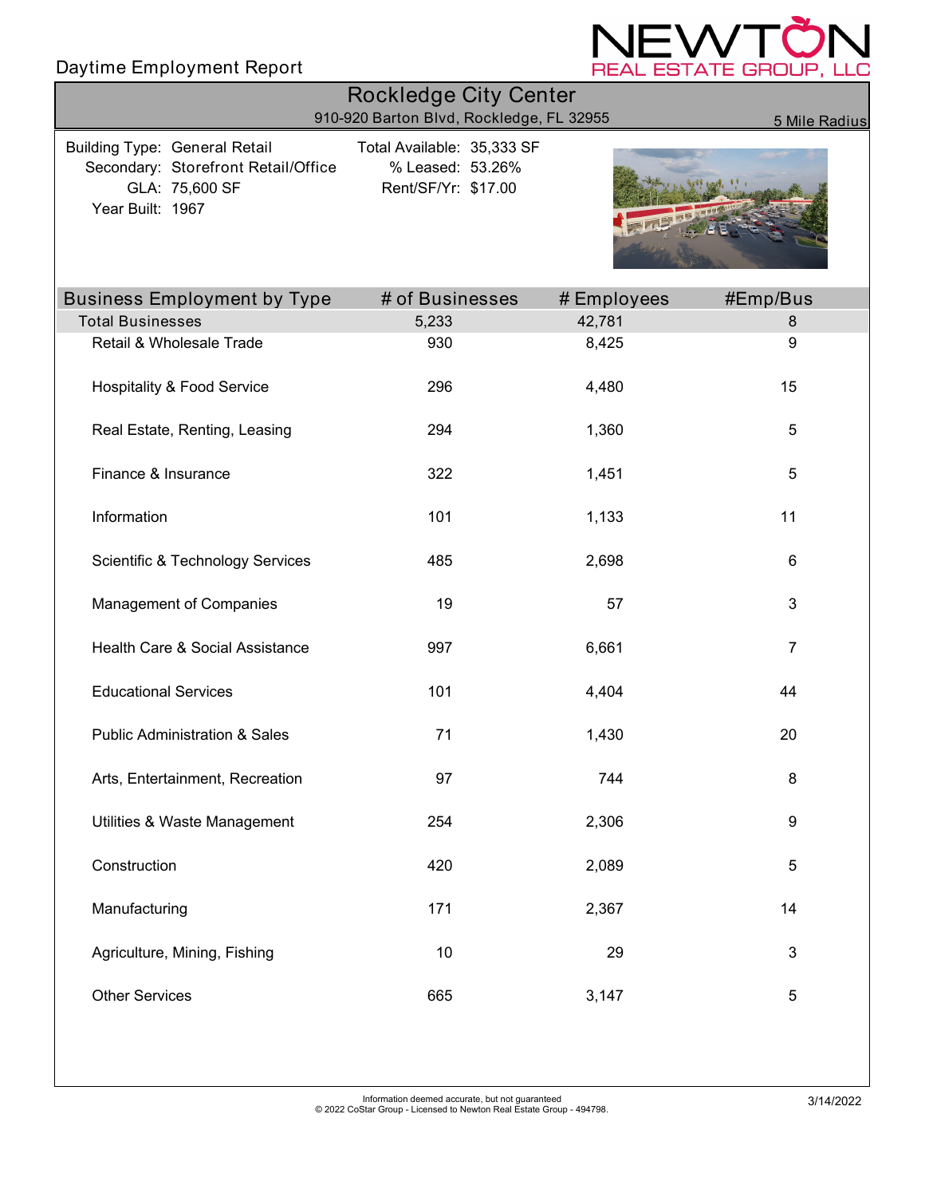Daytime Employment Report

NEWTON REAL ESTATE GROUP, LLC

# Rockledge City Center

910-920 Barton Blvd, Rockledge, FL 32955

5 Mile Radius

Building Type: General Retail
Secondary: Storefront Retail/Office
GLA: 75,600 SF
Year Built: 1967

Total Available: 35,333 SF
% Leased: 53.26%
Rent/SF/Yr: $17.00

| Business Employment by Type | # of Businesses | # Employees | #Emp/Bus |
|---|---|---|---|
| Total Businesses | 5,233 | 42,781 | 8 |
| Retail & Wholesale Trade | 930 | 8,425 | 9 |
| Hospitality & Food Service | 296 | 4,480 | 15 |
| Real Estate, Renting, Leasing | 294 | 1,360 | 5 |
| Finance & Insurance | 322 | 1,451 | 5 |
| Information | 101 | 1,133 | 11 |
| Scientific & Technology Services | 485 | 2,698 | 6 |
| Management of Companies | 19 | 57 | 3 |
| Health Care & Social Assistance | 997 | 6,661 | 7 |
| Educational Services | 101 | 4,404 | 44 |
| Public Administration & Sales | 71 | 1,430 | 20 |
| Arts, Entertainment, Recreation | 97 | 744 | 8 |
| Utilities & Waste Management | 254 | 2,306 | 9 |
| Construction | 420 | 2,089 | 5 |
| Manufacturing | 171 | 2,367 | 14 |
| Agriculture, Mining, Fishing | 10 | 29 | 3 |
| Other Services | 665 | 3,147 | 5 |

Information deemed accurate, but not guaranteed
© 2022 CoStar Group - Licensed to Newton Real Estate Group - 494798.

3/14/2022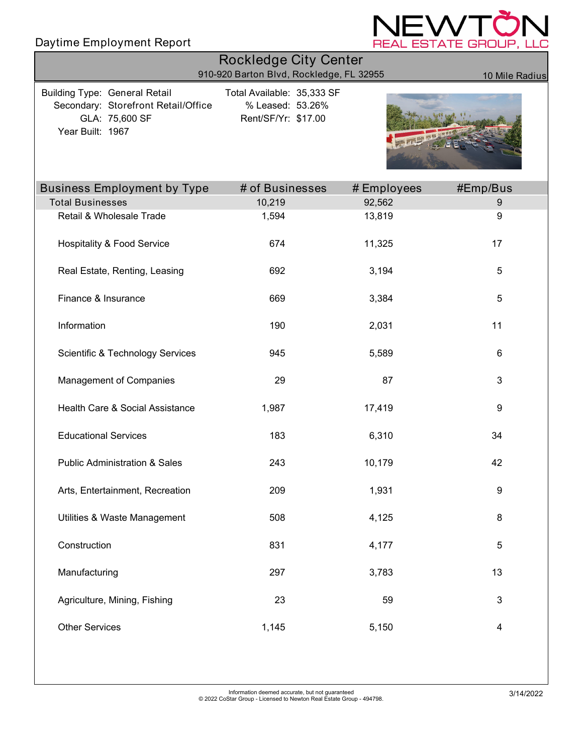Daytime Employment Report

NEWTON REAL ESTATE GROUP, LLC

# Rockledge City Center

910-920 Barton Blvd, Rockledge, FL 32955

10 Mile Radius

| | | | |
|---|---|---|---|
| Building Type: | General Retail | Total Available: | 35,333 SF |
| Secondary: | Storefront Retail/Office | % Leased: | 53.26% |
| GLA: | 75,600 SF | Rent/SF/Yr: | $17.00 |
| Year Built: | 1967 | | |

| Business Employment by Type | # of Businesses | # Employees | #Emp/Bus |
|---|---|---|---|
| Total Businesses | 10,219 | 92,562 | 9 |
| Retail & Wholesale Trade | 1,594 | 13,819 | 9 |
| Hospitality & Food Service | 674 | 11,325 | 17 |
| Real Estate, Renting, Leasing | 692 | 3,194 | 5 |
| Finance & Insurance | 669 | 3,384 | 5 |
| Information | 190 | 2,031 | 11 |
| Scientific & Technology Services | 945 | 5,589 | 6 |
| Management of Companies | 29 | 87 | 3 |
| Health Care & Social Assistance | 1,987 | 17,419 | 9 |
| Educational Services | 183 | 6,310 | 34 |
| Public Administration & Sales | 243 | 10,179 | 42 |
| Arts, Entertainment, Recreation | 209 | 1,931 | 9 |
| Utilities & Waste Management | 508 | 4,125 | 8 |
| Construction | 831 | 4,177 | 5 |
| Manufacturing | 297 | 3,783 | 13 |
| Agriculture, Mining, Fishing | 23 | 59 | 3 |
| Other Services | 1,145 | 5,150 | 4 |

Information deemed accurate, but not guaranteed
© 2022 CoStar Group - Licensed to Newton Real Estate Group - 494798.

3/14/2022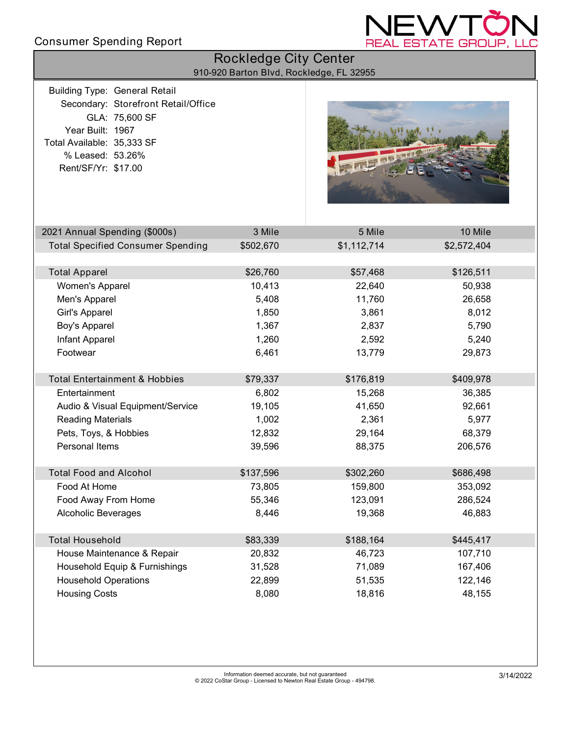Consumer Spending Report

NEWTON REAL ESTATE GROUP, LLC

## Rockledge City Center

910-920 Barton Blvd, Rockledge, FL 32955

Building Type: General Retail
Secondary: Storefront Retail/Office
GLA: 75,600 SF
Year Built: 1967
Total Available: 35,333 SF
% Leased: 53.26%
Rent/SF/Yr: $17.00

| 2021 Annual Spending ($000s) | 3 Mile | 5 Mile | 10 Mile |
|---|---|---|---|
| Total Specified Consumer Spending | $502,670 | $1,112,714 | $2,572,404 |
| | | | |
| Total Apparel | $26,760 | $57,468 | $126,511 |
| Women's Apparel | 10,413 | 22,640 | 50,938 |
| Men's Apparel | 5,408 | 11,760 | 26,658 |
| Girl's Apparel | 1,850 | 3,861 | 8,012 |
| Boy's Apparel | 1,367 | 2,837 | 5,790 |
| Infant Apparel | 1,260 | 2,592 | 5,240 |
| Footwear | 6,461 | 13,779 | 29,873 |
| | | | |
| Total Entertainment & Hobbies | $79,337 | $176,819 | $409,978 |
| Entertainment | 6,802 | 15,268 | 36,385 |
| Audio & Visual Equipment/Service | 19,105 | 41,650 | 92,661 |
| Reading Materials | 1,002 | 2,361 | 5,977 |
| Pets, Toys, & Hobbies | 12,832 | 29,164 | 68,379 |
| Personal Items | 39,596 | 88,375 | 206,576 |
| | | | |
| Total Food and Alcohol | $137,596 | $302,260 | $686,498 |
| Food At Home | 73,805 | 159,800 | 353,092 |
| Food Away From Home | 55,346 | 123,091 | 286,524 |
| Alcoholic Beverages | 8,446 | 19,368 | 46,883 |
| | | | |
| Total Household | $83,339 | $188,164 | $445,417 |
| House Maintenance & Repair | 20,832 | 46,723 | 107,710 |
| Household Equip & Furnishings | 31,528 | 71,089 | 167,406 |
| Household Operations | 22,899 | 51,535 | 122,146 |
| Housing Costs | 8,080 | 18,816 | 48,155 |

Information deemed accurate, but not guaranteed
© 2022 CoStar Group - Licensed to Newton Real Estate Group - 494798.

3/14/2022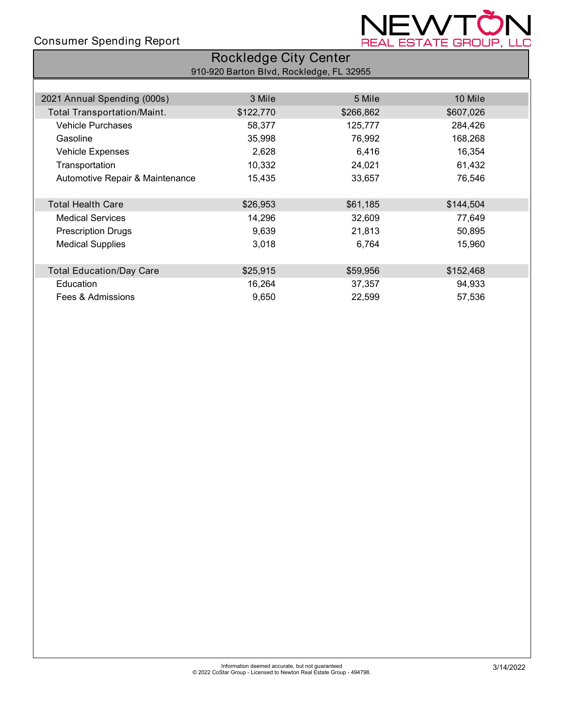Consumer Spending Report

# Rockledge City Center

910-920 Barton Blvd, Rockledge, FL 32955

| 2021 Annual Spending (000s) | 3 Mile | 5 Mile | 10 Mile |
|---|---|---|---|
| Total Transportation/Maint. | $122,770 | $266,862 | $607,026 |
| Vehicle Purchases | 58,377 | 125,777 | 284,426 |
| Gasoline | 35,998 | 76,992 | 168,268 |
| Vehicle Expenses | 2,628 | 6,416 | 16,354 |
| Transportation | 10,332 | 24,021 | 61,432 |
| Automotive Repair & Maintenance | 15,435 | 33,657 | 76,546 |
| Total Health Care | $26,953 | $61,185 | $144,504 |
| Medical Services | 14,296 | 32,609 | 77,649 |
| Prescription Drugs | 9,639 | 21,813 | 50,895 |
| Medical Supplies | 3,018 | 6,764 | 15,960 |
| Total Education/Day Care | $25,915 | $59,956 | $152,468 |
| Education | 16,264 | 37,357 | 94,933 |
| Fees & Admissions | 9,650 | 22,599 | 57,536 |

Information deemed accurate, but not guaranteed
© 2022 CoStar Group - Licensed to Newton Real Estate Group - 494798.

3/14/2022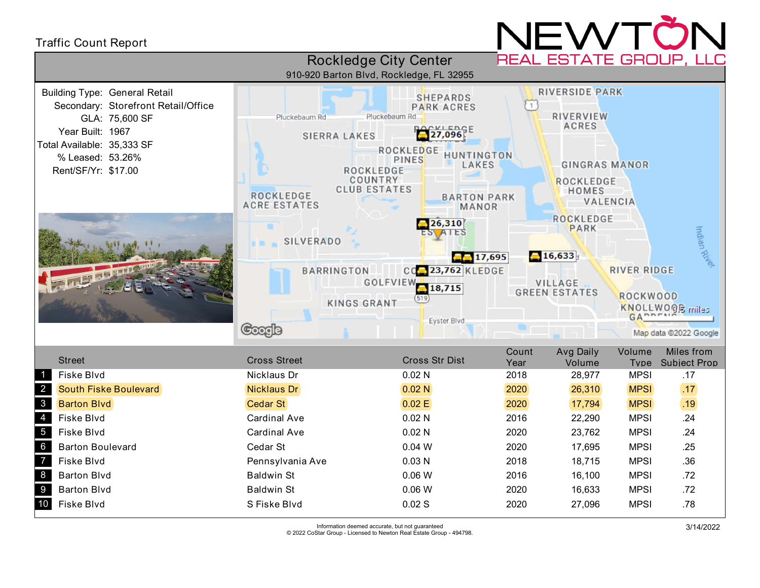Traffic Count Report

NEWTON
REAL ESTATE GROUP, LLC

# Rockledge City Center

910-920 Barton Blvd, Rockledge, FL 32955

Building Type: General Retail
Secondary: Storefront Retail/Office
GLA: 75,600 SF
Year Built: 1967
Total Available: 35,333 SF
% Leased: 53.26%
Rent/SF/Yr: $17.00

|  | Street | Cross Street | Cross Str Dist | Count Year | Avg Daily Volume | Volume Type | Miles from Subject Prop |
|---|---|---|---|---|---|---|---|
| 1 | Fiske Blvd | Nicklaus Dr | 0.02 N | 2018 | 28,977 | MPSI | .17 |
| 2 | South Fiske Boulevard | Nicklaus Dr | 0.02 N | 2020 | 26,310 | MPSI | .17 |
| 3 | Barton Blvd | Cedar St | 0.02 E | 2020 | 17,794 | MPSI | .19 |
| 4 | Fiske Blvd | Cardinal Ave | 0.02 N | 2016 | 22,290 | MPSI | .24 |
| 5 | Fiske Blvd | Cardinal Ave | 0.02 N | 2020 | 23,762 | MPSI | .24 |
| 6 | Barton Boulevard | Cedar St | 0.04 W | 2020 | 17,695 | MPSI | .25 |
| 7 | Fiske Blvd | Pennsylvania Ave | 0.03 N | 2018 | 18,715 | MPSI | .36 |
| 8 | Barton Blvd | Baldwin St | 0.06 W | 2016 | 16,100 | MPSI | .72 |
| 9 | Barton Blvd | Baldwin St | 0.06 W | 2020 | 16,633 | MPSI | .72 |
| 10 | Fiske Blvd | S Fiske Blvd | 0.02 S | 2020 | 27,096 | MPSI | .78 |

Information deemed accurate, but not guaranteed
© 2022 CoStar Group - Licensed to Newton Real Estate Group - 494798.

3/14/2022